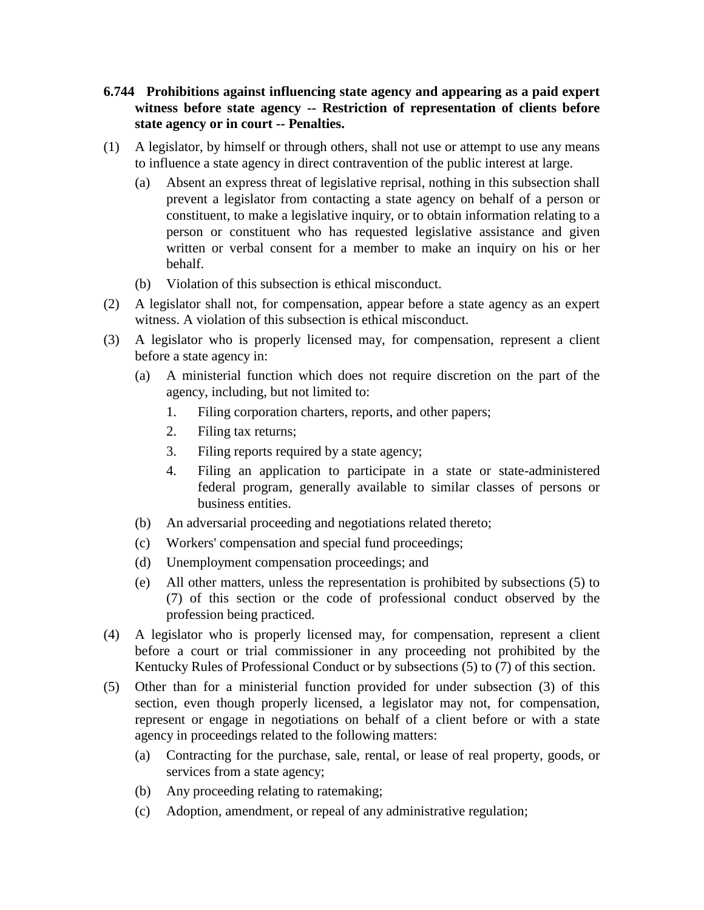**6.744 Prohibitions against influencing state agency and appearing as a paid expert witness before state agency -- Restriction of representation of clients before state agency or in court -- Penalties.**

(1) A legislator, by himself or through others, shall not use or attempt to use any means to influence a state agency in direct contravention of the public interest at large.

 (a) Absent an express threat of legislative reprisal, nothing in this subsection shall prevent a legislator from contacting a state agency on behalf of a person or constituent, to make a legislative inquiry, or to obtain information relating to a person or constituent who has requested legislative assistance and given written or verbal consent for a member to make an inquiry on his or her behalf.

 (b) Violation of this subsection is ethical misconduct.

(2) A legislator shall not, for compensation, appear before a state agency as an expert witness. A violation of this subsection is ethical misconduct.

(3) A legislator who is properly licensed may, for compensation, represent a client before a state agency in:

 (a) A ministerial function which does not require discretion on the part of the agency, including, but not limited to:

  1. Filing corporation charters, reports, and other papers;

  2. Filing tax returns;

  3. Filing reports required by a state agency;

  4. Filing an application to participate in a state or state-administered federal program, generally available to similar classes of persons or business entities.

 (b) An adversarial proceeding and negotiations related thereto;

 (c) Workers' compensation and special fund proceedings;

 (d) Unemployment compensation proceedings; and

 (e) All other matters, unless the representation is prohibited by subsections (5) to (7) of this section or the code of professional conduct observed by the profession being practiced.

(4) A legislator who is properly licensed may, for compensation, represent a client before a court or trial commissioner in any proceeding not prohibited by the Kentucky Rules of Professional Conduct or by subsections (5) to (7) of this section.

(5) Other than for a ministerial function provided for under subsection (3) of this section, even though properly licensed, a legislator may not, for compensation, represent or engage in negotiations on behalf of a client before or with a state agency in proceedings related to the following matters:

 (a) Contracting for the purchase, sale, rental, or lease of real property, goods, or services from a state agency;

 (b) Any proceeding relating to ratemaking;

 (c) Adoption, amendment, or repeal of any administrative regulation;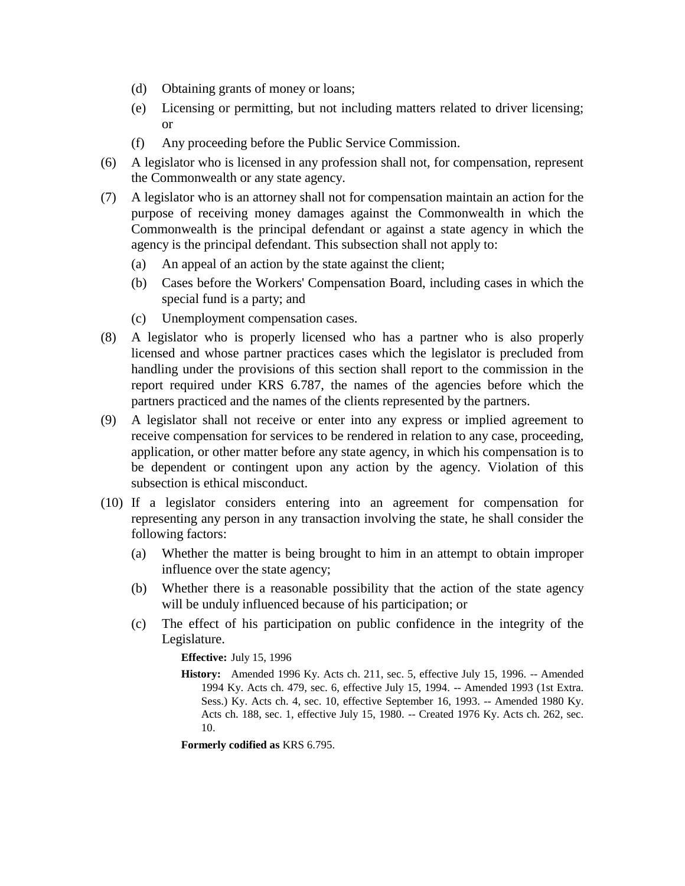(d) Obtaining grants of money or loans;

(e) Licensing or permitting, but not including matters related to driver licensing; or

(f) Any proceeding before the Public Service Commission.

(6) A legislator who is licensed in any profession shall not, for compensation, represent the Commonwealth or any state agency.

(7) A legislator who is an attorney shall not for compensation maintain an action for the purpose of receiving money damages against the Commonwealth in which the Commonwealth is the principal defendant or against a state agency in which the agency is the principal defendant. This subsection shall not apply to:

(a) An appeal of an action by the state against the client;

(b) Cases before the Workers' Compensation Board, including cases in which the special fund is a party; and

(c) Unemployment compensation cases.

(8) A legislator who is properly licensed who has a partner who is also properly licensed and whose partner practices cases which the legislator is precluded from handling under the provisions of this section shall report to the commission in the report required under KRS 6.787, the names of the agencies before which the partners practiced and the names of the clients represented by the partners.

(9) A legislator shall not receive or enter into any express or implied agreement to receive compensation for services to be rendered in relation to any case, proceeding, application, or other matter before any state agency, in which his compensation is to be dependent or contingent upon any action by the agency. Violation of this subsection is ethical misconduct.

(10) If a legislator considers entering into an agreement for compensation for representing any person in any transaction involving the state, he shall consider the following factors:

(a) Whether the matter is being brought to him in an attempt to obtain improper influence over the state agency;

(b) Whether there is a reasonable possibility that the action of the state agency will be unduly influenced because of his participation; or

(c) The effect of his participation on public confidence in the integrity of the Legislature.

**Effective:** July 15, 1996

**History:** Amended 1996 Ky. Acts ch. 211, sec. 5, effective July 15, 1996. -- Amended 1994 Ky. Acts ch. 479, sec. 6, effective July 15, 1994. -- Amended 1993 (1st Extra. Sess.) Ky. Acts ch. 4, sec. 10, effective September 16, 1993. -- Amended 1980 Ky. Acts ch. 188, sec. 1, effective July 15, 1980. -- Created 1976 Ky. Acts ch. 262, sec. 10.

**Formerly codified as** KRS 6.795.